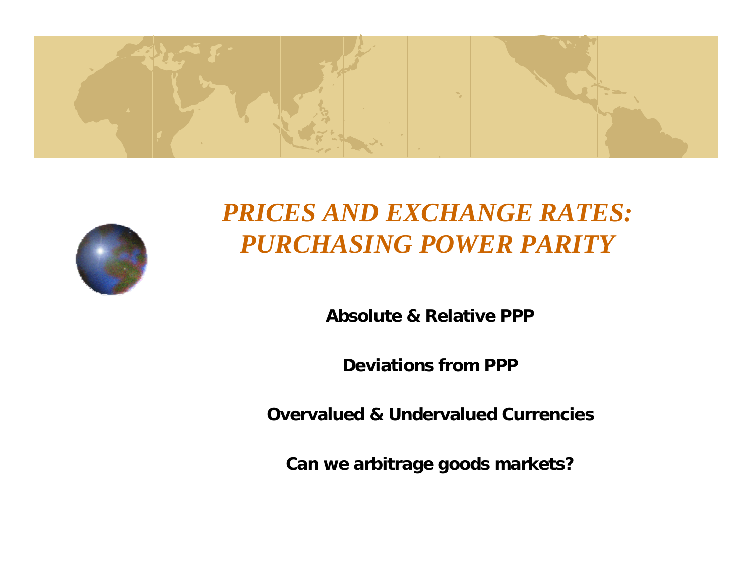# *PRICES AND EXCHANGE RATES: PURCHASING POWER PARITY*

**Absolute & Relative PPP**

**Deviations from PPP**

**Overvalued & Undervalued Currencies**

**Can we arbitrage goods markets?**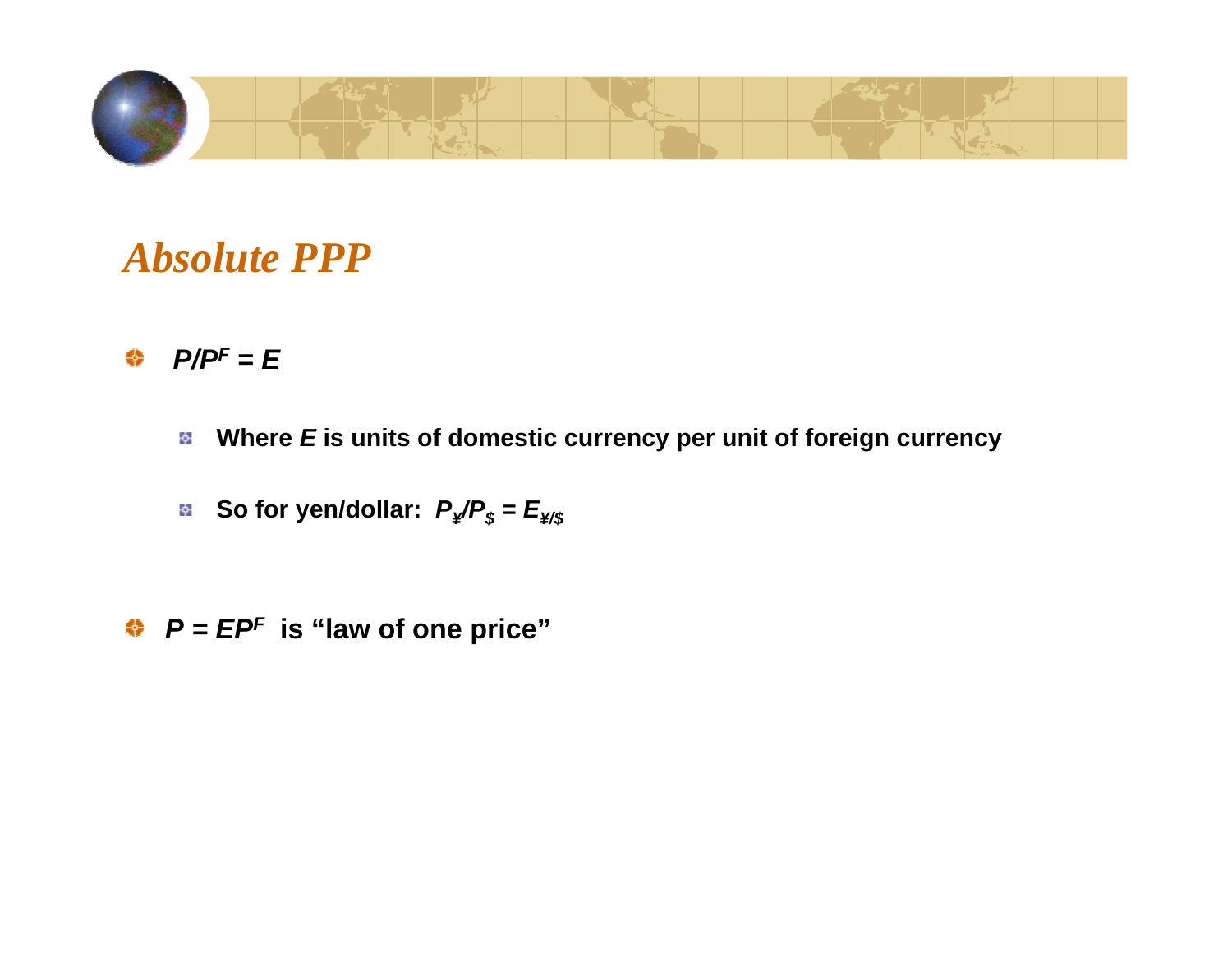# Absolute PPP

- $P/P^F = E$
  - Where $E$ is units of domestic currency per unit of foreign currency
  - So for yen/dollar: $P_¥/P_\$ = E_{¥/\$}$

- $P = EP^F$ is “law of one price”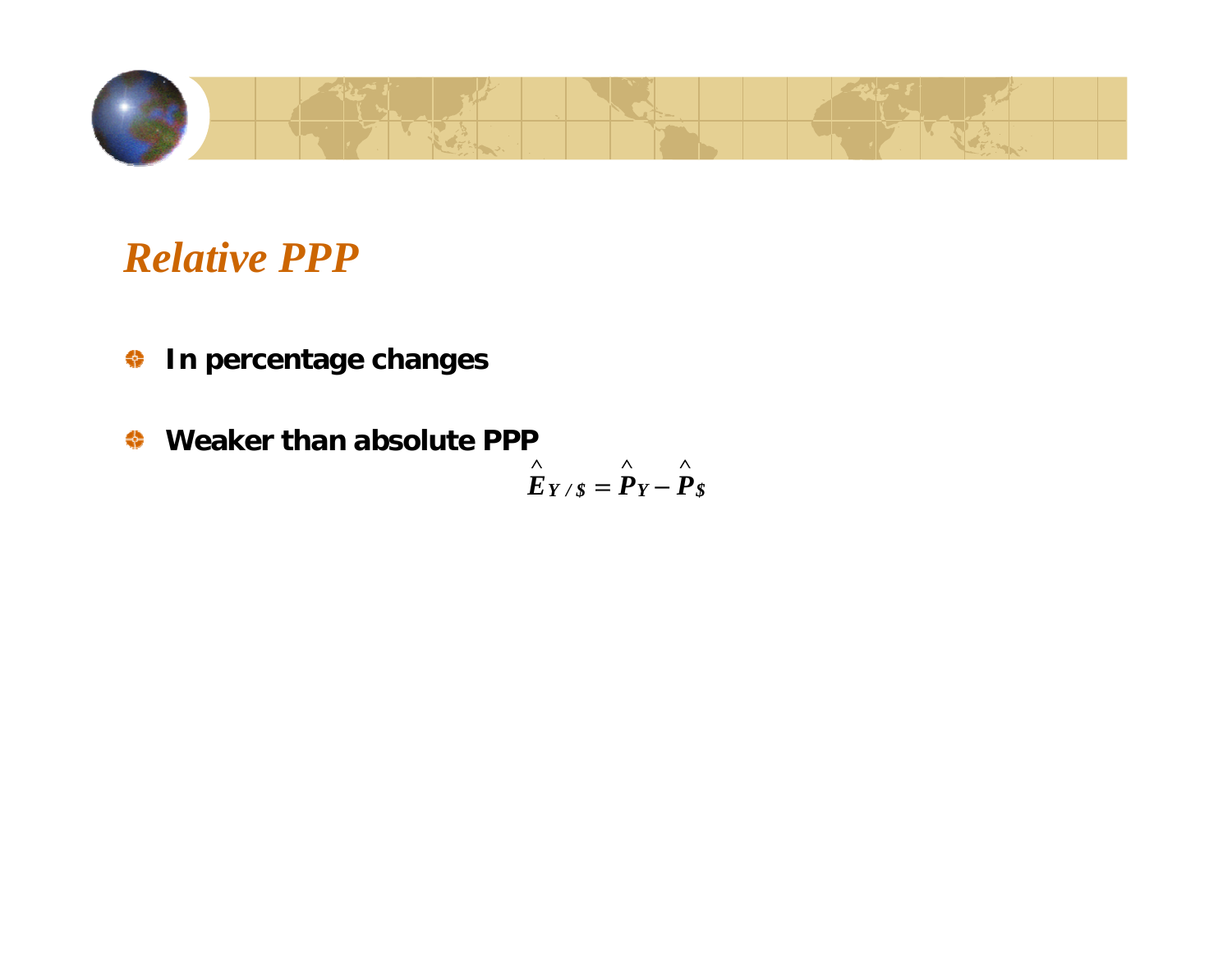# *Relative PPP*

- **In percentage changes**
- **Weaker than absolute PPP**

$$\hat{E}_{Y/\$} = \hat{P}_{Y} - \hat{P}_{\$}$$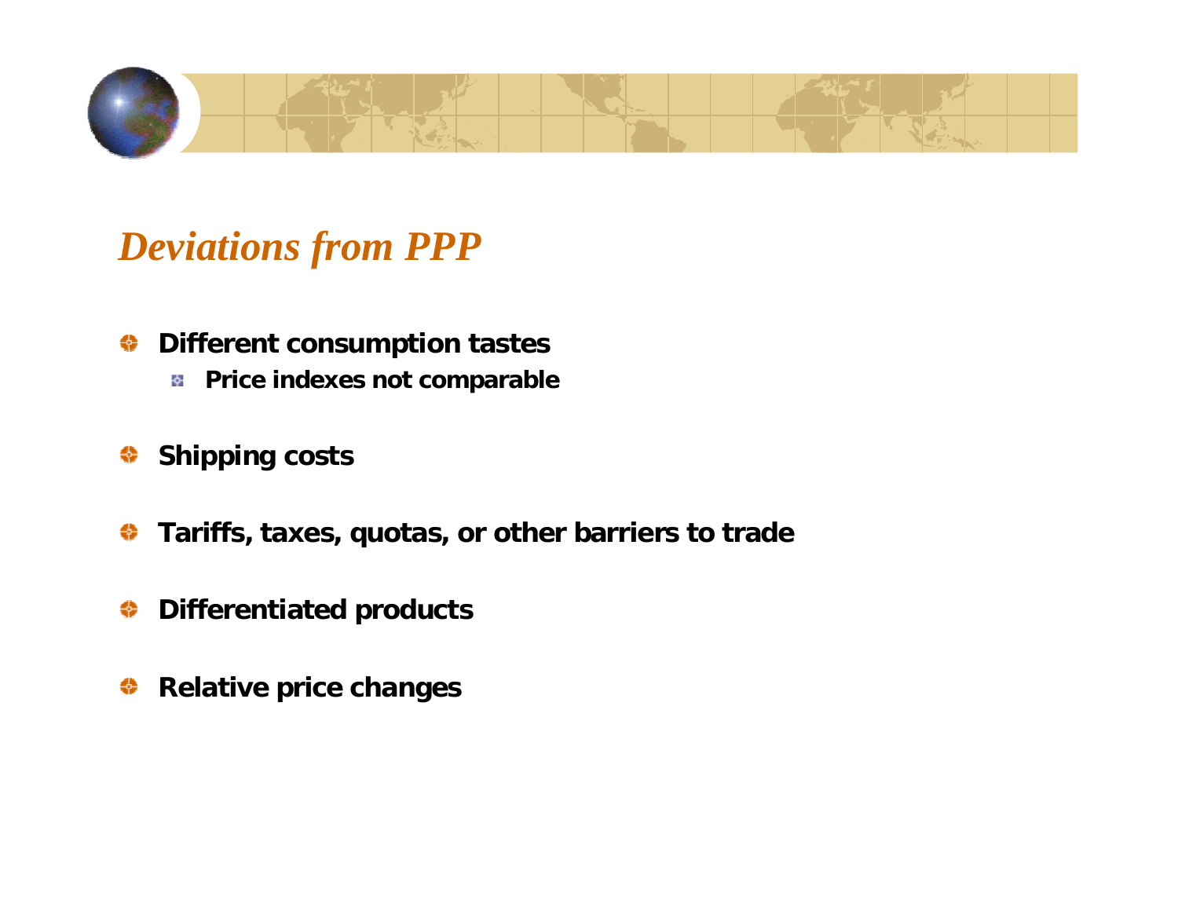## *Deviations from PPP*

- **Different consumption tastes**
  - **Price indexes not comparable**
- **Shipping costs**
- **Tariffs, taxes, quotas, or other barriers to trade**
- **Differentiated products**
- **Relative price changes**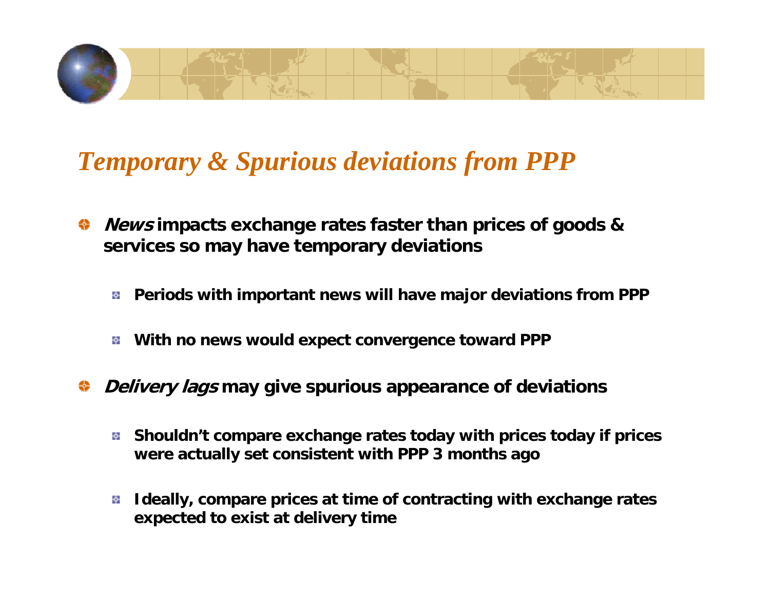# *Temporary & Spurious deviations from PPP*

- ***News*** **impacts exchange rates faster than prices of goods & services so may have temporary deviations**
  - **Periods with important news will have major deviations from PPP**
  - **With no news would expect convergence toward PPP**
- ***Delivery lags*** **may give spurious appearance of deviations**
  - **Shouldn't compare exchange rates today with prices today if prices were actually set consistent with PPP 3 months ago**
  - **Ideally, compare prices at time of contracting with exchange rates expected to exist at delivery time**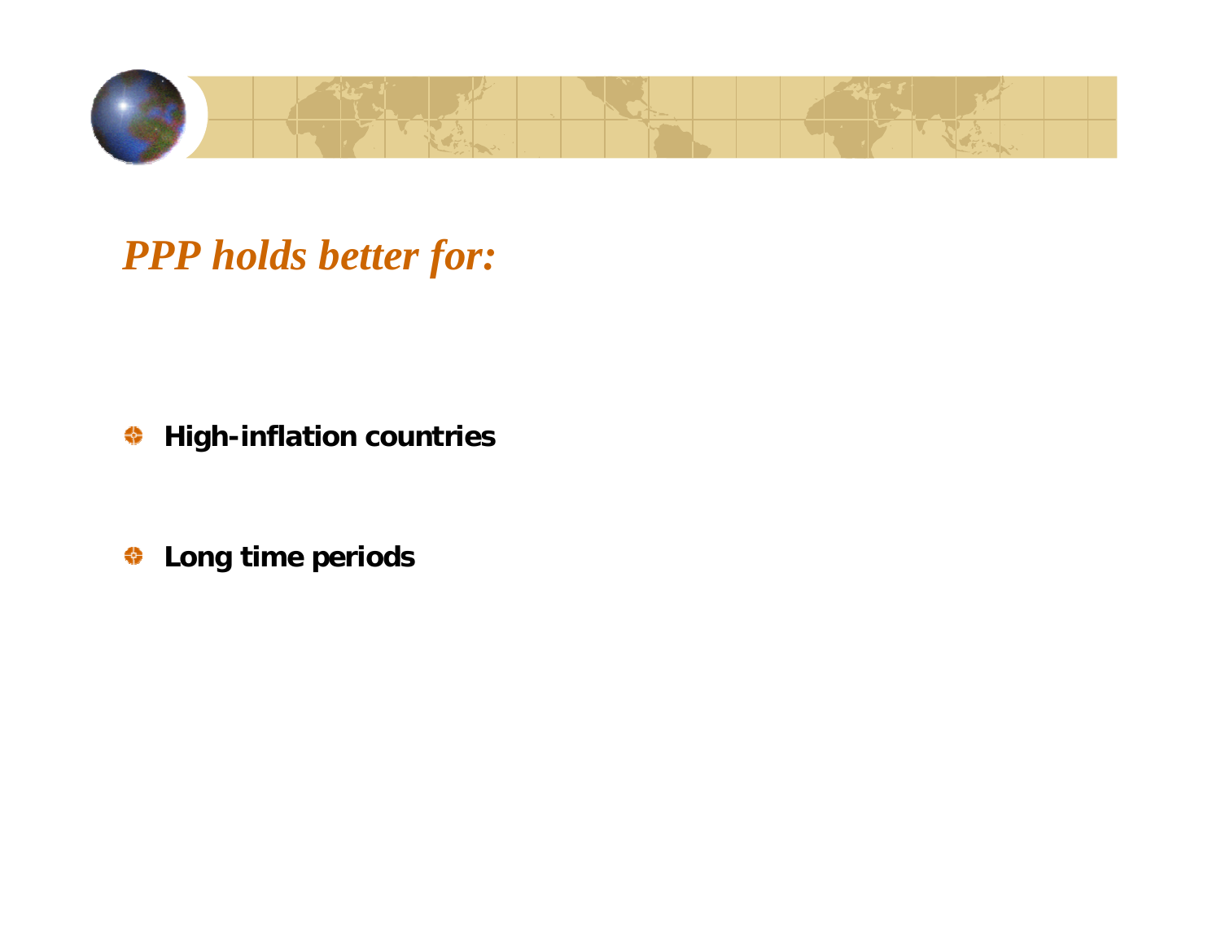# *PPP holds better for:*

- **High-inflation countries**
- **Long time periods**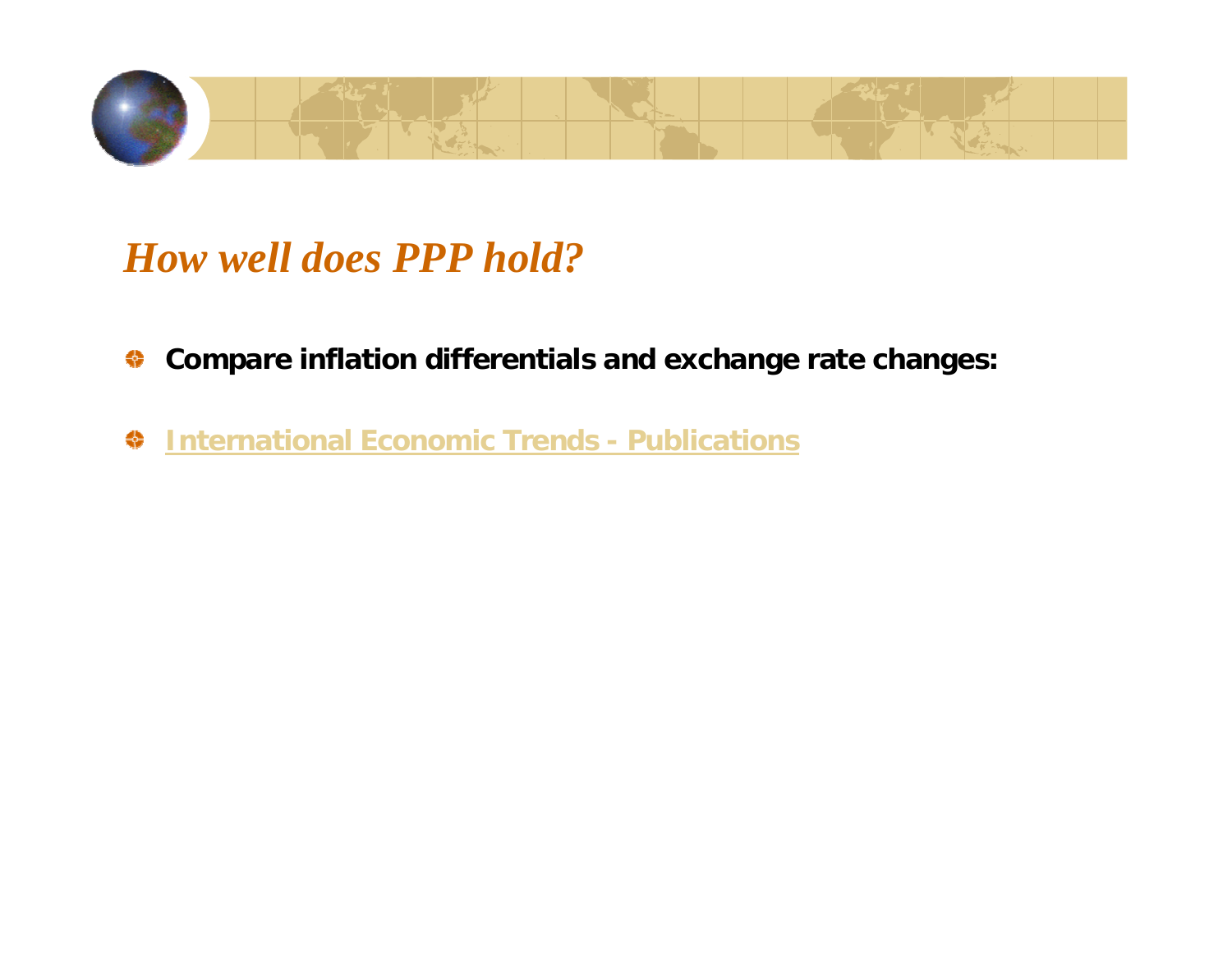# *How well does PPP hold?*

- **Compare inflation differentials and exchange rate changes:**
- International Economic Trends - Publications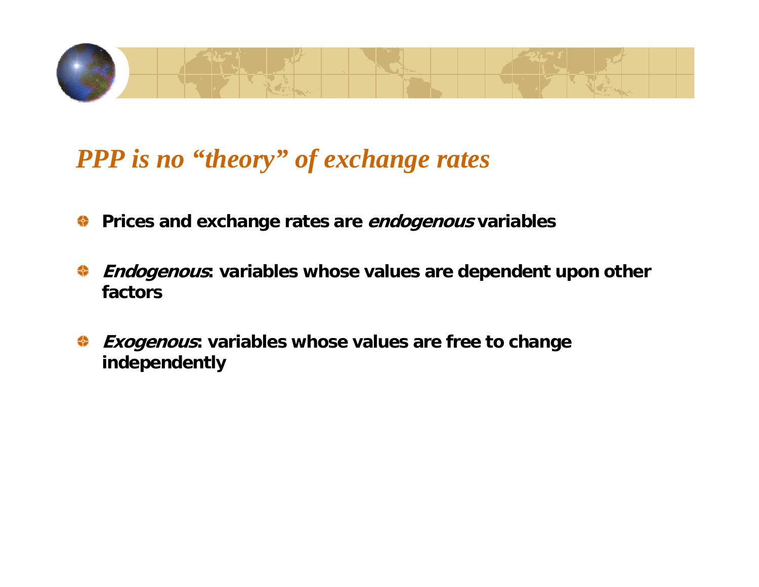## *PPP is no "theory" of exchange rates*

- **Prices and exchange rates are *endogenous* variables**
- ***Endogenous*: variables whose values are dependent upon other factors**
- ***Exogenous*: variables whose values are free to change independently**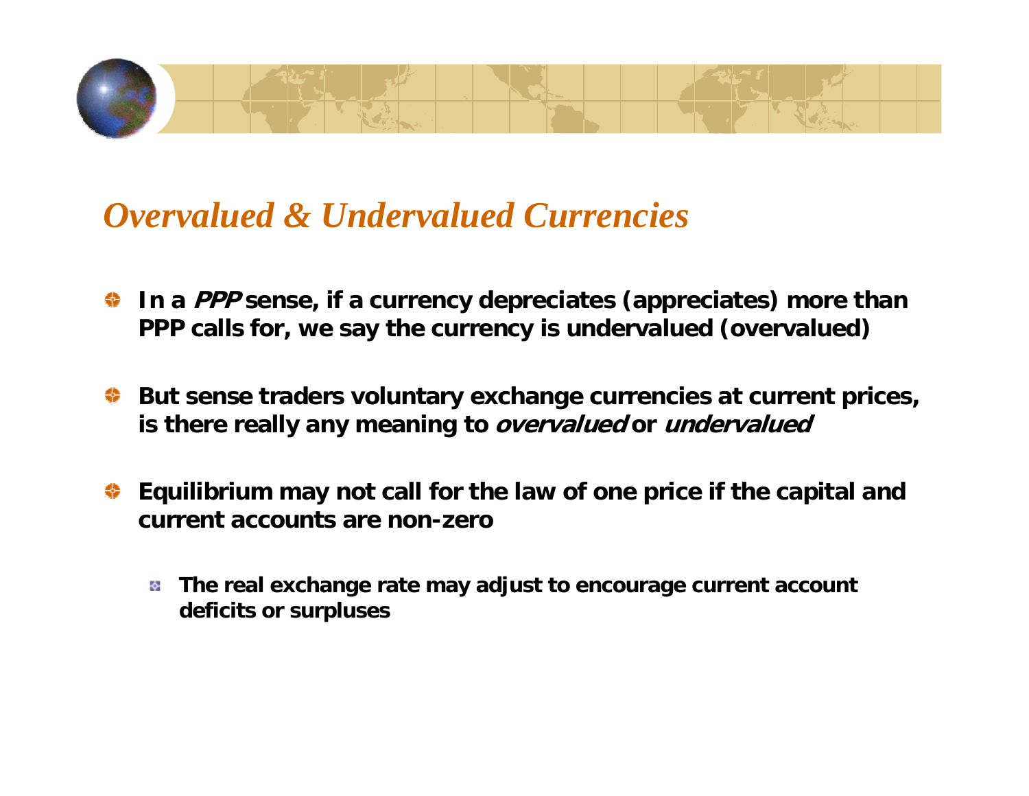## *Overvalued & Undervalued Currencies*

- In a *PPP* sense, if a currency depreciates (appreciates) more than PPP calls for, we say the currency is undervalued (overvalued)
- But sense traders voluntary exchange currencies at current prices, is there really any meaning to *overvalued* or *undervalued*
- Equilibrium may not call for the law of one price if the capital and current accounts are non-zero
  - The real exchange rate may adjust to encourage current account deficits or surpluses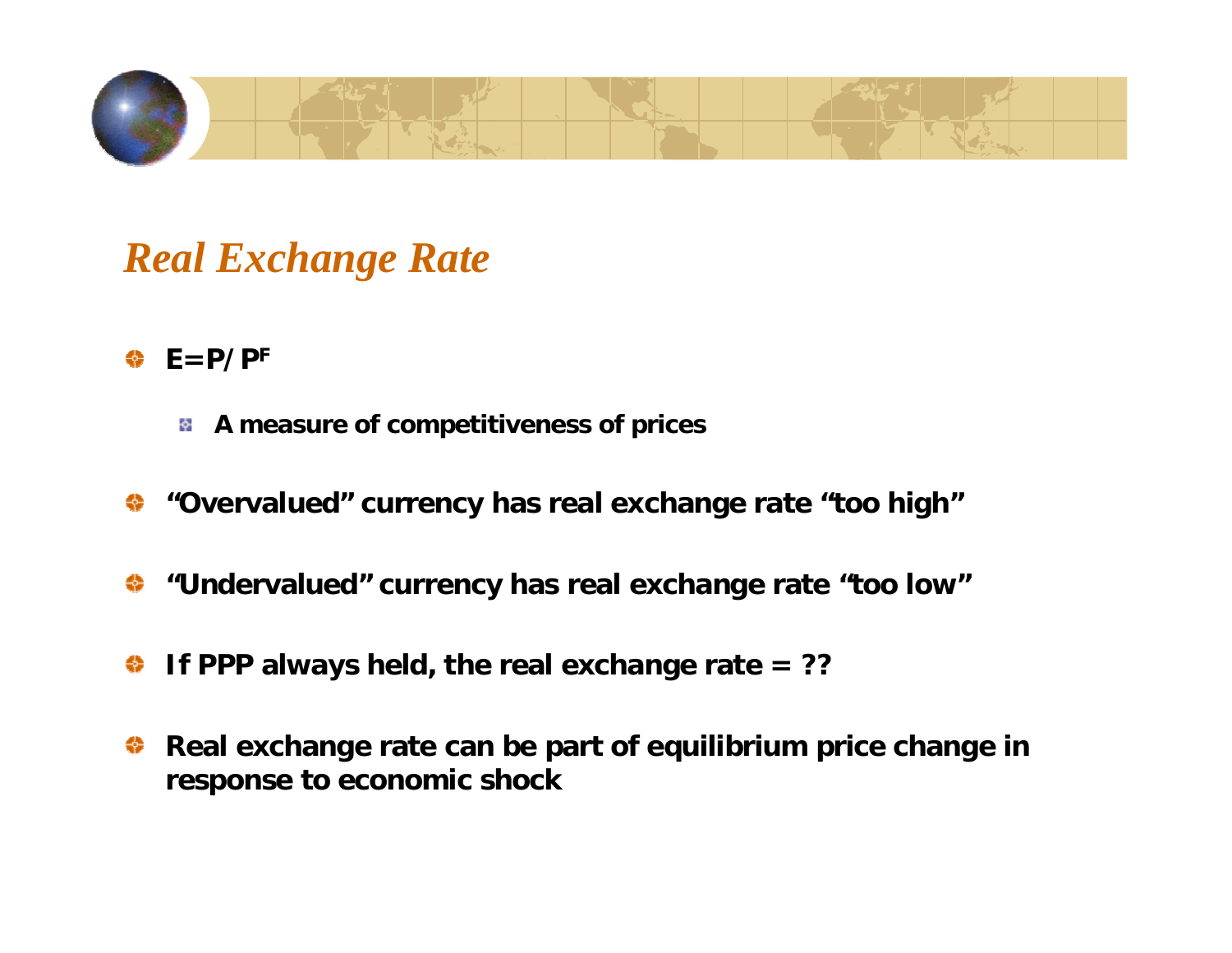# *Real Exchange Rate*

- **$E = P/P^F$**
  - **A measure of competitiveness of prices**
- **"Overvalued" currency has real exchange rate "too high"**
- **"Undervalued" currency has real exchange rate "too low"**
- **If PPP always held, the real exchange rate = ??**
- **Real exchange rate can be part of equilibrium price change in response to economic shock**